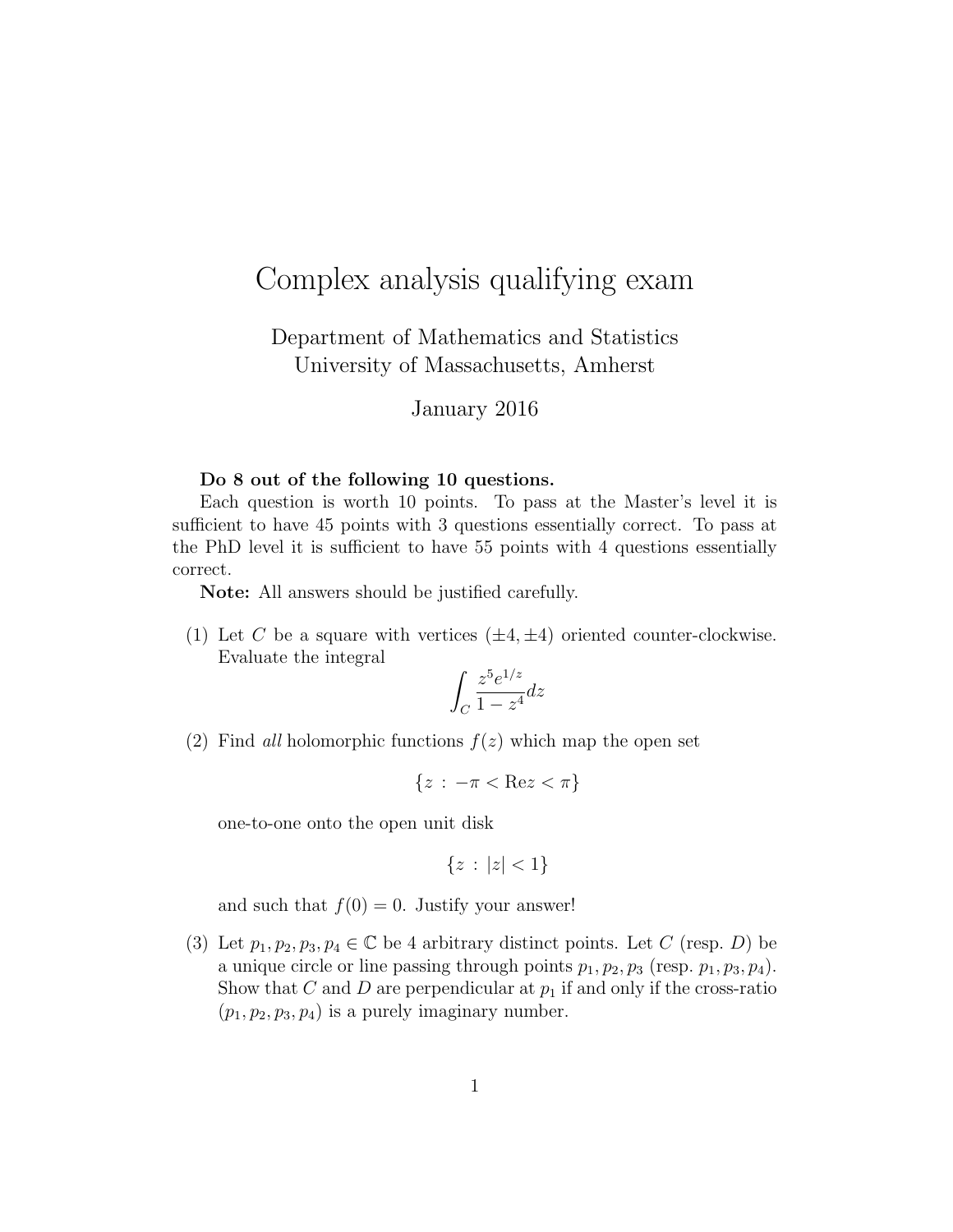# Complex analysis qualifying exam

Department of Mathematics and Statistics
University of Massachusetts, Amherst

January 2016

**Do 8 out of the following 10 questions.**

Each question is worth 10 points. To pass at the Master's level it is sufficient to have 45 points with 3 questions essentially correct. To pass at the PhD level it is sufficient to have 55 points with 4 questions essentially correct.

**Note:** All answers should be justified carefully.

(1) Let $C$ be a square with vertices $(\pm 4, \pm 4)$ oriented counter-clockwise. Evaluate the integral

$$\int_C \frac{z^5 e^{1/z}}{1 - z^4} dz$$

(2) Find *all* holomorphic functions $f(z)$ which map the open set

$$\{z \, : \, -\pi < \text{Re} z < \pi\}$$

one-to-one onto the open unit disk

$$\{z \, : \, |z| < 1\}$$

and such that $f(0) = 0$. Justify your answer!

(3) Let $p_1, p_2, p_3, p_4 \in \mathbb{C}$ be 4 arbitrary distinct points. Let $C$ (resp. $D$) be a unique circle or line passing through points $p_1, p_2, p_3$ (resp. $p_1, p_3, p_4$). Show that $C$ and $D$ are perpendicular at $p_1$ if and only if the cross-ratio $(p_1, p_2, p_3, p_4)$ is a purely imaginary number.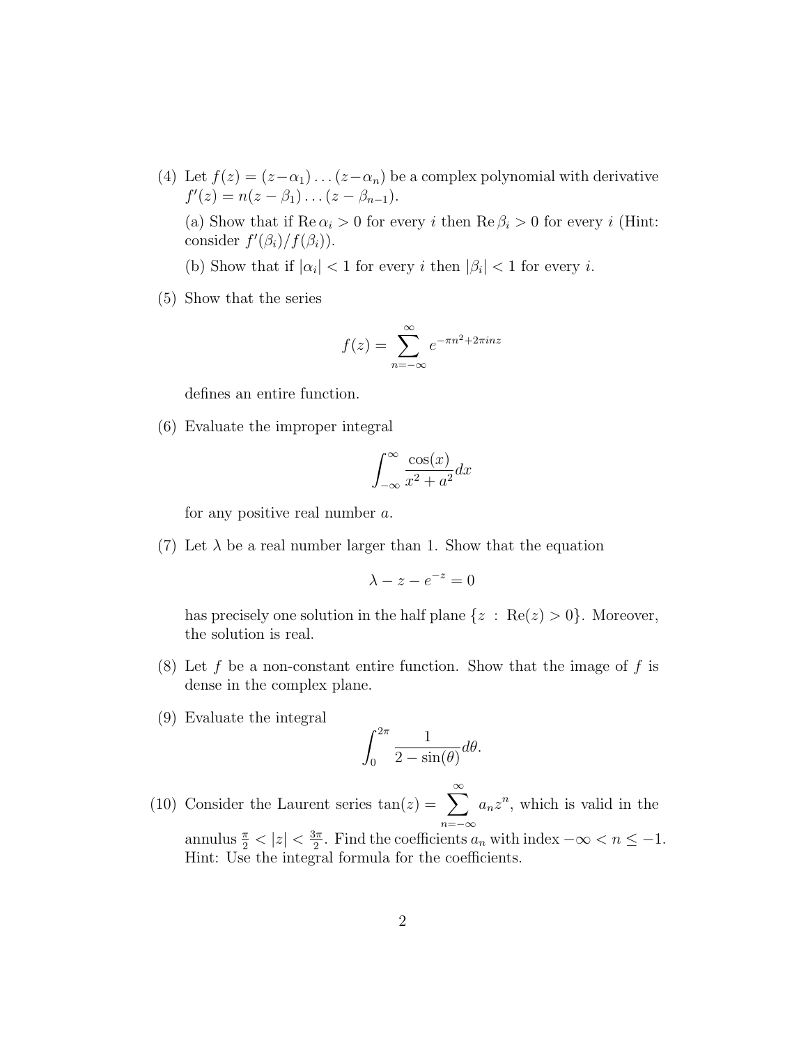(4) Let $f(z) = (z-\alpha_1)\ldots(z-\alpha_n)$ be a complex polynomial with derivative $f'(z) = n(z-\beta_1)\ldots(z-\beta_{n-1})$.

(a) Show that if $\operatorname{Re}\alpha_i > 0$ for every $i$ then $\operatorname{Re}\beta_i > 0$ for every $i$ (Hint: consider $f'(\beta_i)/f(\beta_i)$).

(b) Show that if $|\alpha_i| < 1$ for every $i$ then $|\beta_i| < 1$ for every $i$.

(5) Show that the series

$$f(z) = \sum_{n=-\infty}^{\infty} e^{-\pi n^2 + 2\pi i n z}$$

defines an entire function.

(6) Evaluate the improper integral

$$\int_{-\infty}^{\infty} \frac{\cos(x)}{x^2+a^2} dx$$

for any positive real number $a$.

(7) Let $\lambda$ be a real number larger than 1. Show that the equation

$$\lambda - z - e^{-z} = 0$$

has precisely one solution in the half plane $\{z \,:\, \operatorname{Re}(z) > 0\}$. Moreover, the solution is real.

(8) Let $f$ be a non-constant entire function. Show that the image of $f$ is dense in the complex plane.

(9) Evaluate the integral

$$\int_0^{2\pi} \frac{1}{2-\sin(\theta)} d\theta.$$

(10) Consider the Laurent series $\tan(z) = \sum_{n=-\infty}^{\infty} a_n z^n$, which is valid in the annulus $\frac{\pi}{2} < |z| < \frac{3\pi}{2}$. Find the coefficients $a_n$ with index $-\infty < n \leq -1$. Hint: Use the integral formula for the coefficients.